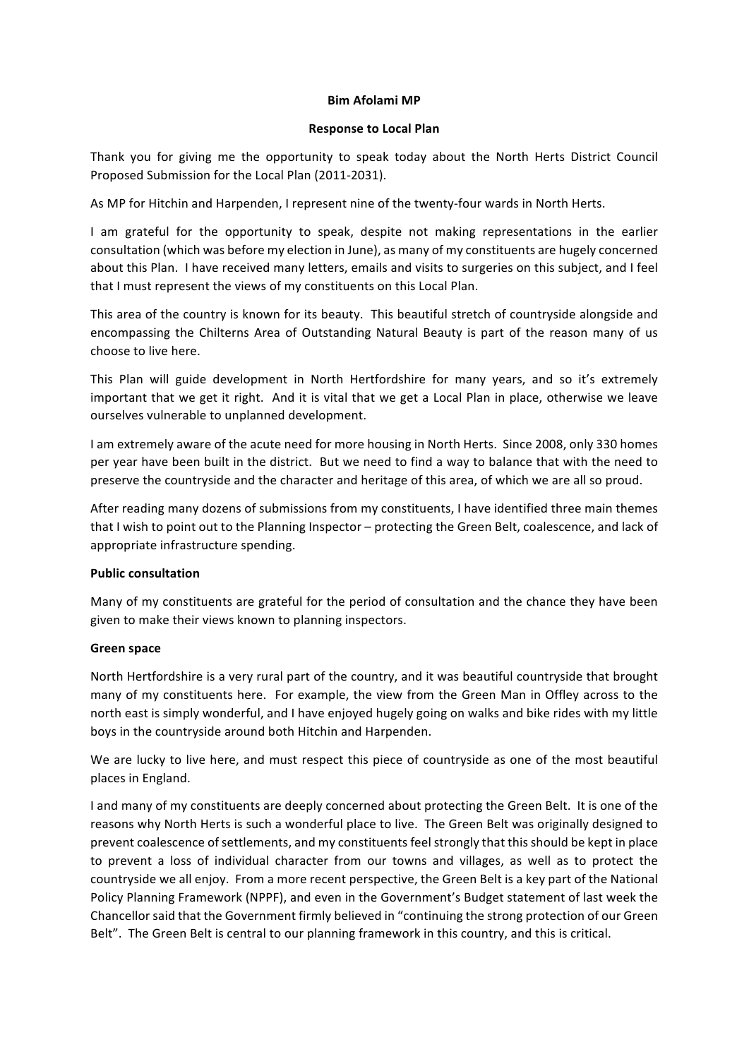**Bim Afolami MP**

**Response to Local Plan**

Thank you for giving me the opportunity to speak today about the North Herts District Council Proposed Submission for the Local Plan (2011-2031).

As MP for Hitchin and Harpenden, I represent nine of the twenty-four wards in North Herts.

I am grateful for the opportunity to speak, despite not making representations in the earlier consultation (which was before my election in June), as many of my constituents are hugely concerned about this Plan. I have received many letters, emails and visits to surgeries on this subject, and I feel that I must represent the views of my constituents on this Local Plan.

This area of the country is known for its beauty. This beautiful stretch of countryside alongside and encompassing the Chilterns Area of Outstanding Natural Beauty is part of the reason many of us choose to live here.

This Plan will guide development in North Hertfordshire for many years, and so it's extremely important that we get it right. And it is vital that we get a Local Plan in place, otherwise we leave ourselves vulnerable to unplanned development.

I am extremely aware of the acute need for more housing in North Herts. Since 2008, only 330 homes per year have been built in the district. But we need to find a way to balance that with the need to preserve the countryside and the character and heritage of this area, of which we are all so proud.

After reading many dozens of submissions from my constituents, I have identified three main themes that I wish to point out to the Planning Inspector – protecting the Green Belt, coalescence, and lack of appropriate infrastructure spending.

**Public consultation**

Many of my constituents are grateful for the period of consultation and the chance they have been given to make their views known to planning inspectors.

**Green space**

North Hertfordshire is a very rural part of the country, and it was beautiful countryside that brought many of my constituents here. For example, the view from the Green Man in Offley across to the north east is simply wonderful, and I have enjoyed hugely going on walks and bike rides with my little boys in the countryside around both Hitchin and Harpenden.

We are lucky to live here, and must respect this piece of countryside as one of the most beautiful places in England.

I and many of my constituents are deeply concerned about protecting the Green Belt. It is one of the reasons why North Herts is such a wonderful place to live. The Green Belt was originally designed to prevent coalescence of settlements, and my constituents feel strongly that this should be kept in place to prevent a loss of individual character from our towns and villages, as well as to protect the countryside we all enjoy. From a more recent perspective, the Green Belt is a key part of the National Policy Planning Framework (NPPF), and even in the Government's Budget statement of last week the Chancellor said that the Government firmly believed in "continuing the strong protection of our Green Belt". The Green Belt is central to our planning framework in this country, and this is critical.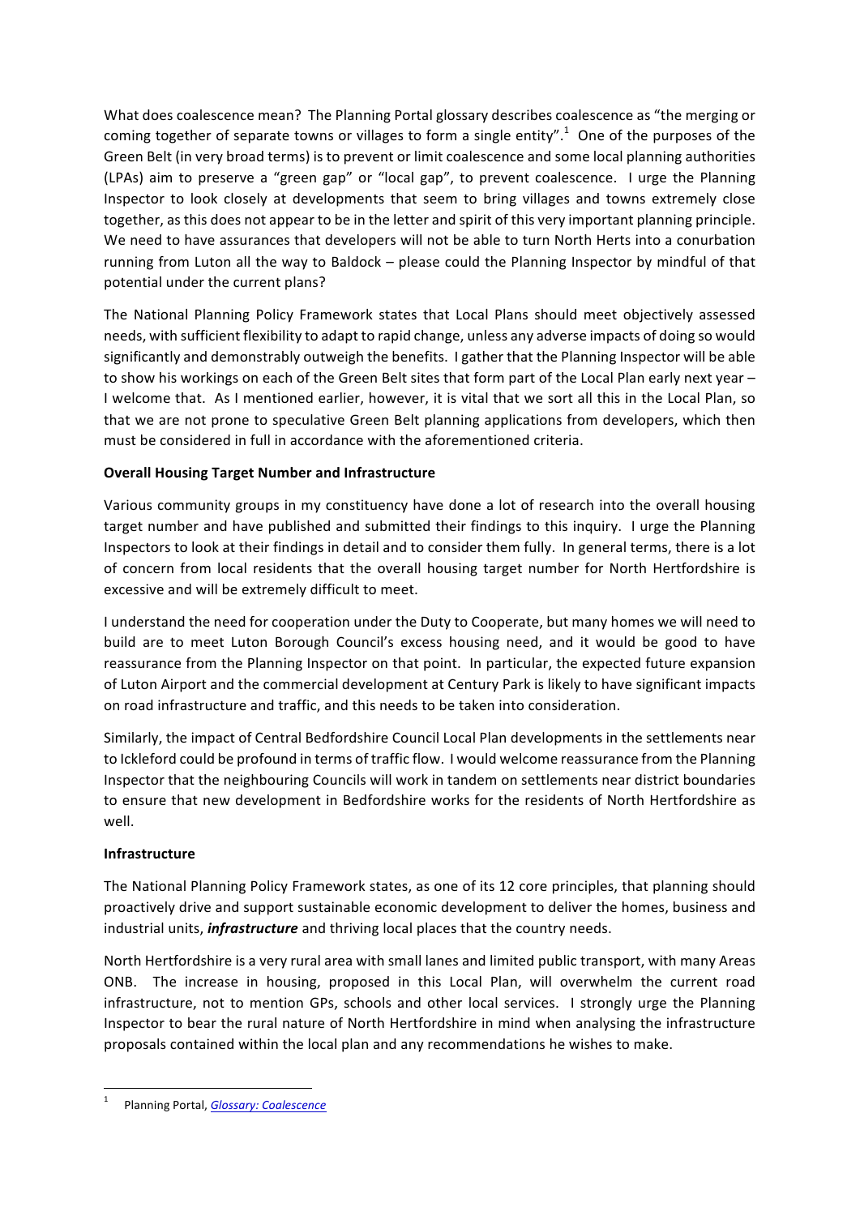What does coalescence mean? The Planning Portal glossary describes coalescence as "the merging or coming together of separate towns or villages to form a single entity".[1] One of the purposes of the Green Belt (in very broad terms) is to prevent or limit coalescence and some local planning authorities (LPAs) aim to preserve a "green gap" or "local gap", to prevent coalescence. I urge the Planning Inspector to look closely at developments that seem to bring villages and towns extremely close together, as this does not appear to be in the letter and spirit of this very important planning principle. We need to have assurances that developers will not be able to turn North Herts into a conurbation running from Luton all the way to Baldock – please could the Planning Inspector by mindful of that potential under the current plans?

The National Planning Policy Framework states that Local Plans should meet objectively assessed needs, with sufficient flexibility to adapt to rapid change, unless any adverse impacts of doing so would significantly and demonstrably outweigh the benefits. I gather that the Planning Inspector will be able to show his workings on each of the Green Belt sites that form part of the Local Plan early next year – I welcome that. As I mentioned earlier, however, it is vital that we sort all this in the Local Plan, so that we are not prone to speculative Green Belt planning applications from developers, which then must be considered in full in accordance with the aforementioned criteria.

**Overall Housing Target Number and Infrastructure**

Various community groups in my constituency have done a lot of research into the overall housing target number and have published and submitted their findings to this inquiry. I urge the Planning Inspectors to look at their findings in detail and to consider them fully. In general terms, there is a lot of concern from local residents that the overall housing target number for North Hertfordshire is excessive and will be extremely difficult to meet.

I understand the need for cooperation under the Duty to Cooperate, but many homes we will need to build are to meet Luton Borough Council's excess housing need, and it would be good to have reassurance from the Planning Inspector on that point. In particular, the expected future expansion of Luton Airport and the commercial development at Century Park is likely to have significant impacts on road infrastructure and traffic, and this needs to be taken into consideration.

Similarly, the impact of Central Bedfordshire Council Local Plan developments in the settlements near to Ickleford could be profound in terms of traffic flow. I would welcome reassurance from the Planning Inspector that the neighbouring Councils will work in tandem on settlements near district boundaries to ensure that new development in Bedfordshire works for the residents of North Hertfordshire as well.

**Infrastructure**

The National Planning Policy Framework states, as one of its 12 core principles, that planning should proactively drive and support sustainable economic development to deliver the homes, business and industrial units, ***infrastructure*** and thriving local places that the country needs.

North Hertfordshire is a very rural area with small lanes and limited public transport, with many Areas ONB. The increase in housing, proposed in this Local Plan, will overwhelm the current road infrastructure, not to mention GPs, schools and other local services. I strongly urge the Planning Inspector to bear the rural nature of North Hertfordshire in mind when analysing the infrastructure proposals contained within the local plan and any recommendations he wishes to make.

[1] Planning Portal, *Glossary: Coalescence*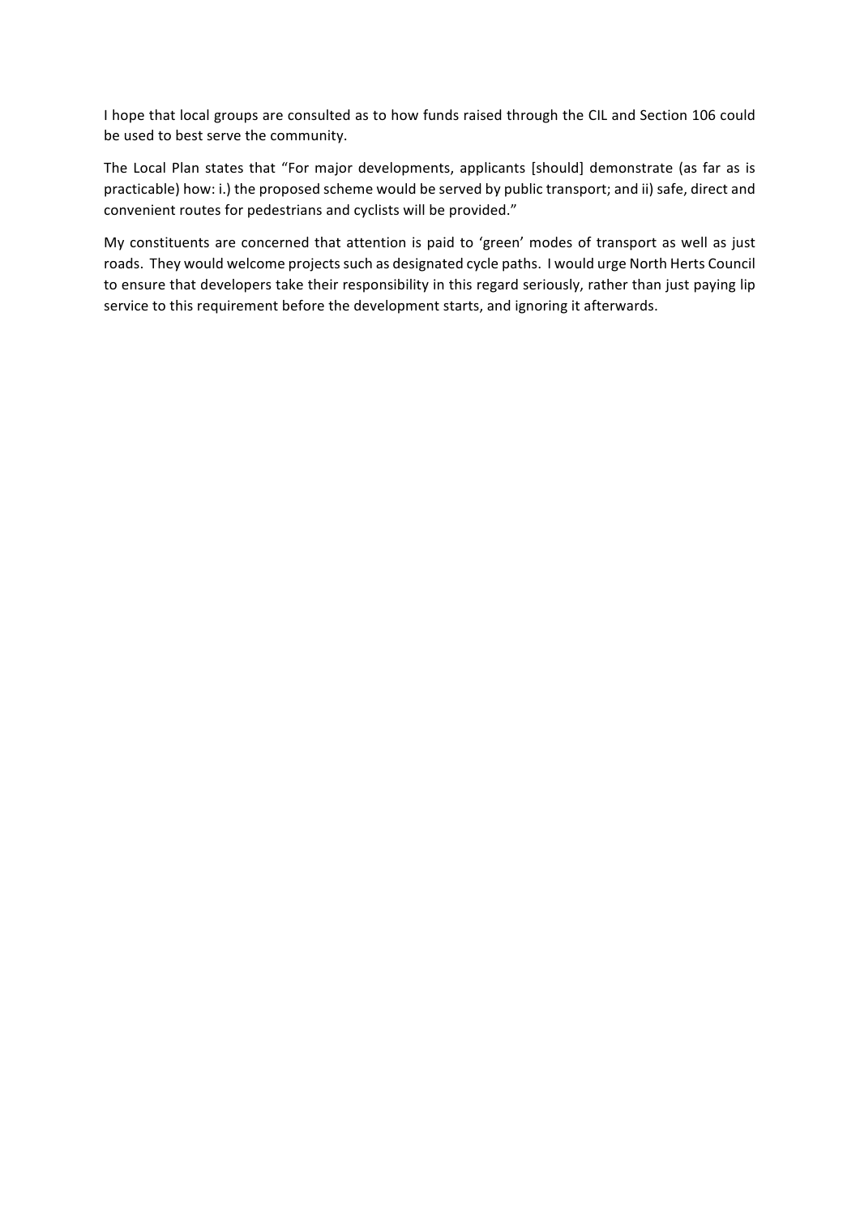I hope that local groups are consulted as to how funds raised through the CIL and Section 106 could be used to best serve the community.

The Local Plan states that "For major developments, applicants [should] demonstrate (as far as is practicable) how: i.) the proposed scheme would be served by public transport; and ii) safe, direct and convenient routes for pedestrians and cyclists will be provided."

My constituents are concerned that attention is paid to 'green' modes of transport as well as just roads. They would welcome projects such as designated cycle paths. I would urge North Herts Council to ensure that developers take their responsibility in this regard seriously, rather than just paying lip service to this requirement before the development starts, and ignoring it afterwards.